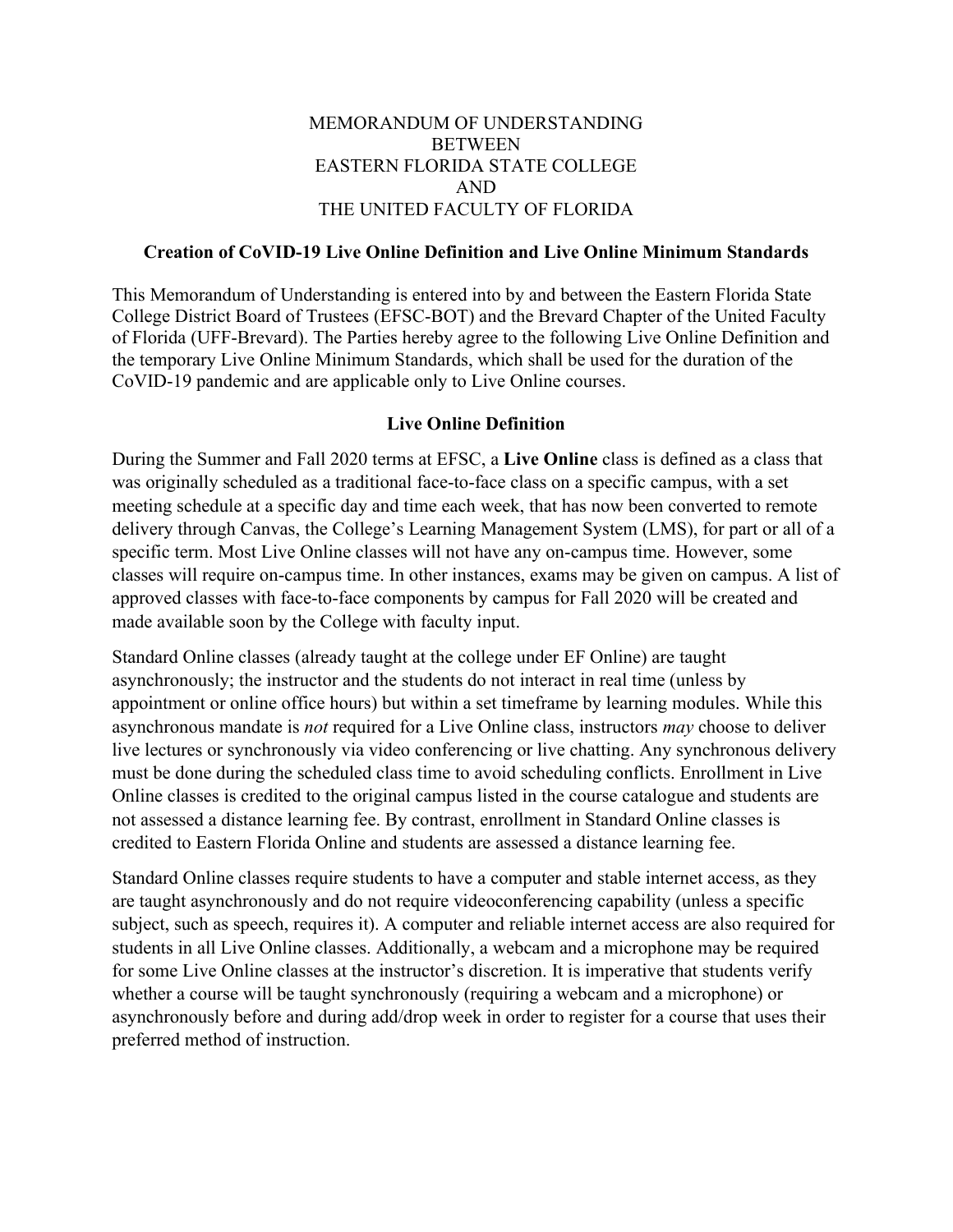# MEMORANDUM OF UNDERSTANDING BETWEEN EASTERN FLORIDA STATE COLLEGE AND THE UNITED FACULTY OF FLORIDA

## Creation of CoVID-19 Live Online Definition and Live Online Minimum Standards

This Memorandum of Understanding is entered into by and between the Eastern Florida State College District Board of Trustees (EFSC-BOT) and the Brevard Chapter of the United Faculty of Florida (UFF-Brevard). The Parties hereby agree to the following Live Online Definition and the temporary Live Online Minimum Standards, which shall be used for the duration of the CoVID-19 pandemic and are applicable only to Live Online courses.

## Live Online Definition

During the Summer and Fall 2020 terms at EFSC, a **Live Online** class is defined as a class that was originally scheduled as a traditional face-to-face class on a specific campus, with a set meeting schedule at a specific day and time each week, that has now been converted to remote delivery through Canvas, the College's Learning Management System (LMS), for part or all of a specific term. Most Live Online classes will not have any on-campus time. However, some classes will require on-campus time. In other instances, exams may be given on campus. A list of approved classes with face-to-face components by campus for Fall 2020 will be created and made available soon by the College with faculty input.

Standard Online classes (already taught at the college under EF Online) are taught asynchronously; the instructor and the students do not interact in real time (unless by appointment or online office hours) but within a set timeframe by learning modules. While this asynchronous mandate is *not* required for a Live Online class, instructors *may* choose to deliver live lectures or synchronously via video conferencing or live chatting. Any synchronous delivery must be done during the scheduled class time to avoid scheduling conflicts. Enrollment in Live Online classes is credited to the original campus listed in the course catalogue and students are not assessed a distance learning fee. By contrast, enrollment in Standard Online classes is credited to Eastern Florida Online and students are assessed a distance learning fee.

Standard Online classes require students to have a computer and stable internet access, as they are taught asynchronously and do not require videoconferencing capability (unless a specific subject, such as speech, requires it). A computer and reliable internet access are also required for students in all Live Online classes. Additionally, a webcam and a microphone may be required for some Live Online classes at the instructor's discretion. It is imperative that students verify whether a course will be taught synchronously (requiring a webcam and a microphone) or asynchronously before and during add/drop week in order to register for a course that uses their preferred method of instruction.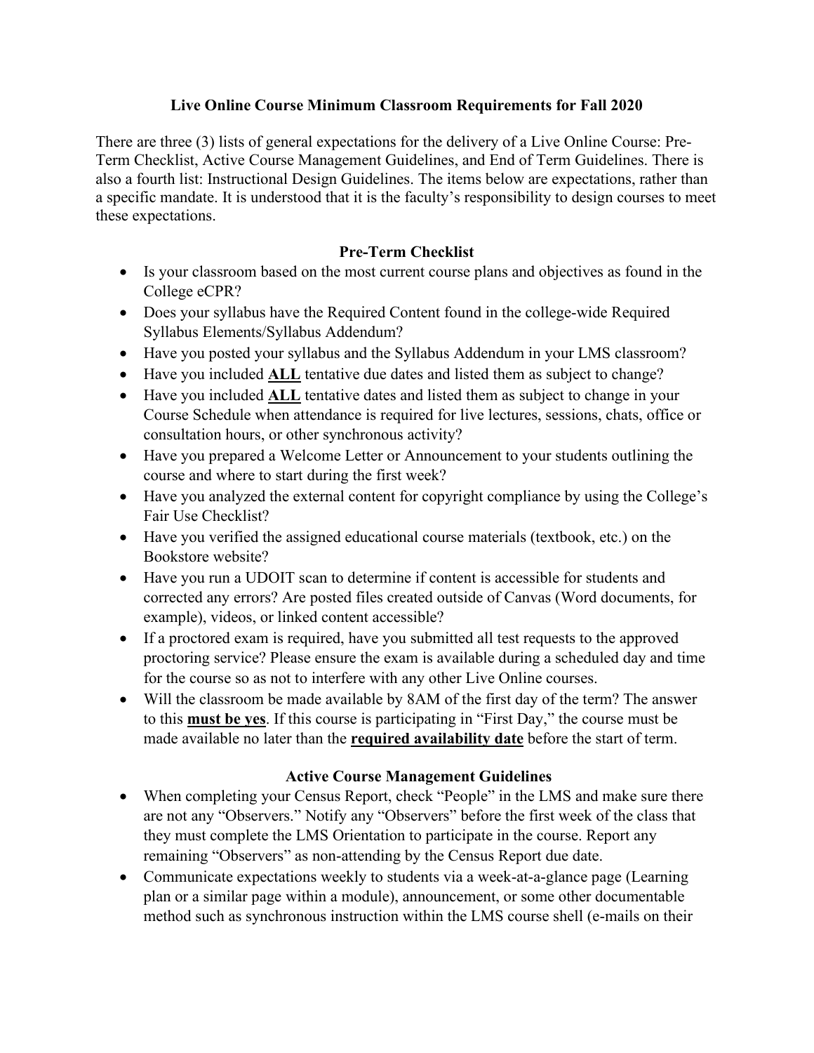## Live Online Course Minimum Classroom Requirements for Fall 2020

There are three (3) lists of general expectations for the delivery of a Live Online Course: Pre-Term Checklist, Active Course Management Guidelines, and End of Term Guidelines. There is also a fourth list: Instructional Design Guidelines. The items below are expectations, rather than a specific mandate. It is understood that it is the faculty's responsibility to design courses to meet these expectations.

### Pre-Term Checklist

- Is your classroom based on the most current course plans and objectives as found in the College eCPR?
- Does your syllabus have the Required Content found in the college-wide Required Syllabus Elements/Syllabus Addendum?
- Have you posted your syllabus and the Syllabus Addendum in your LMS classroom?
- Have you included **ALL** tentative due dates and listed them as subject to change?
- Have you included **ALL** tentative dates and listed them as subject to change in your Course Schedule when attendance is required for live lectures, sessions, chats, office or consultation hours, or other synchronous activity?
- Have you prepared a Welcome Letter or Announcement to your students outlining the course and where to start during the first week?
- Have you analyzed the external content for copyright compliance by using the College's Fair Use Checklist?
- Have you verified the assigned educational course materials (textbook, etc.) on the Bookstore website?
- Have you run a UDOIT scan to determine if content is accessible for students and corrected any errors? Are posted files created outside of Canvas (Word documents, for example), videos, or linked content accessible?
- If a proctored exam is required, have you submitted all test requests to the approved proctoring service? Please ensure the exam is available during a scheduled day and time for the course so as not to interfere with any other Live Online courses.
- Will the classroom be made available by 8AM of the first day of the term? The answer to this **must be yes**. If this course is participating in "First Day," the course must be made available no later than the **required availability date** before the start of term.

### Active Course Management Guidelines

- When completing your Census Report, check "People" in the LMS and make sure there are not any "Observers." Notify any "Observers" before the first week of the class that they must complete the LMS Orientation to participate in the course. Report any remaining "Observers" as non-attending by the Census Report due date.
- Communicate expectations weekly to students via a week-at-a-glance page (Learning plan or a similar page within a module), announcement, or some other documentable method such as synchronous instruction within the LMS course shell (e-mails on their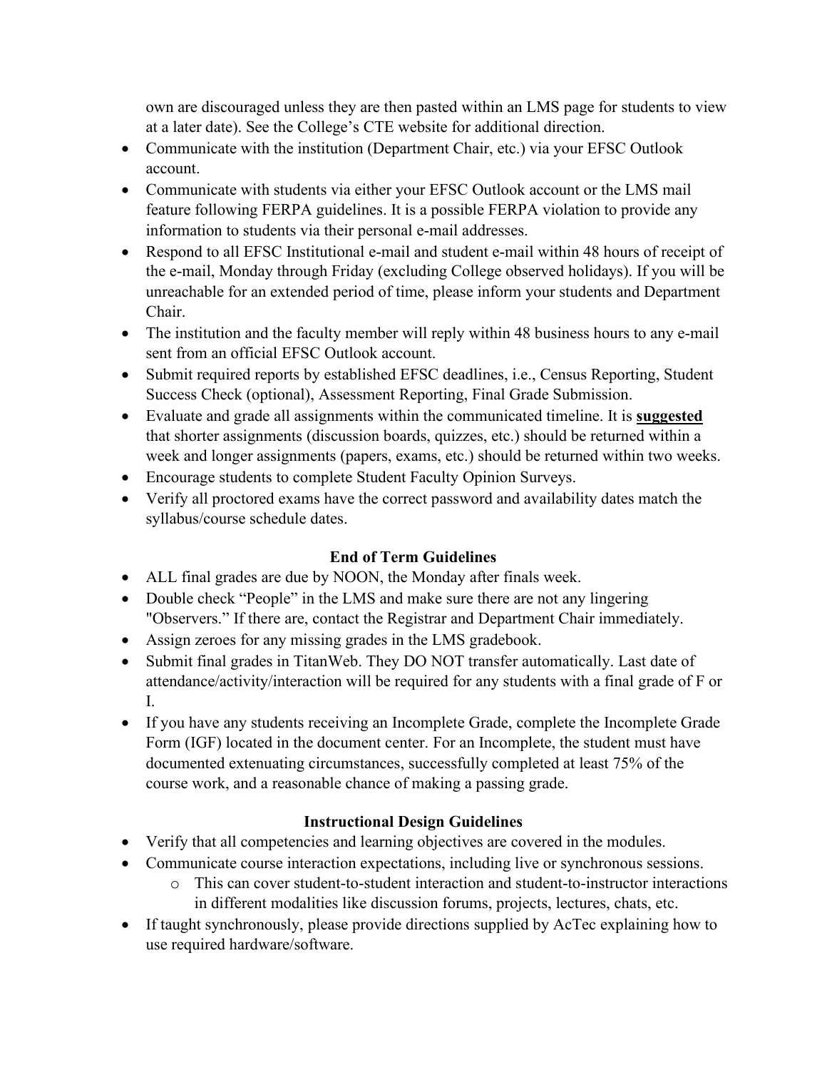own are discouraged unless they are then pasted within an LMS page for students to view at a later date). See the College's CTE website for additional direction.

- Communicate with the institution (Department Chair, etc.) via your EFSC Outlook account.
- Communicate with students via either your EFSC Outlook account or the LMS mail feature following FERPA guidelines. It is a possible FERPA violation to provide any information to students via their personal e-mail addresses.
- Respond to all EFSC Institutional e-mail and student e-mail within 48 hours of receipt of the e-mail, Monday through Friday (excluding College observed holidays). If you will be unreachable for an extended period of time, please inform your students and Department Chair.
- The institution and the faculty member will reply within 48 business hours to any e-mail sent from an official EFSC Outlook account.
- Submit required reports by established EFSC deadlines, i.e., Census Reporting, Student Success Check (optional), Assessment Reporting, Final Grade Submission.
- Evaluate and grade all assignments within the communicated timeline. It is **suggested** that shorter assignments (discussion boards, quizzes, etc.) should be returned within a week and longer assignments (papers, exams, etc.) should be returned within two weeks.
- Encourage students to complete Student Faculty Opinion Surveys.
- Verify all proctored exams have the correct password and availability dates match the syllabus/course schedule dates.

## End of Term Guidelines

- ALL final grades are due by NOON, the Monday after finals week.
- Double check "People" in the LMS and make sure there are not any lingering "Observers." If there are, contact the Registrar and Department Chair immediately.
- Assign zeroes for any missing grades in the LMS gradebook.
- Submit final grades in TitanWeb. They DO NOT transfer automatically. Last date of attendance/activity/interaction will be required for any students with a final grade of F or I.
- If you have any students receiving an Incomplete Grade, complete the Incomplete Grade Form (IGF) located in the document center. For an Incomplete, the student must have documented extenuating circumstances, successfully completed at least 75% of the course work, and a reasonable chance of making a passing grade.

## Instructional Design Guidelines

- Verify that all competencies and learning objectives are covered in the modules.
- Communicate course interaction expectations, including live or synchronous sessions.
  - This can cover student-to-student interaction and student-to-instructor interactions in different modalities like discussion forums, projects, lectures, chats, etc.
- If taught synchronously, please provide directions supplied by AcTec explaining how to use required hardware/software.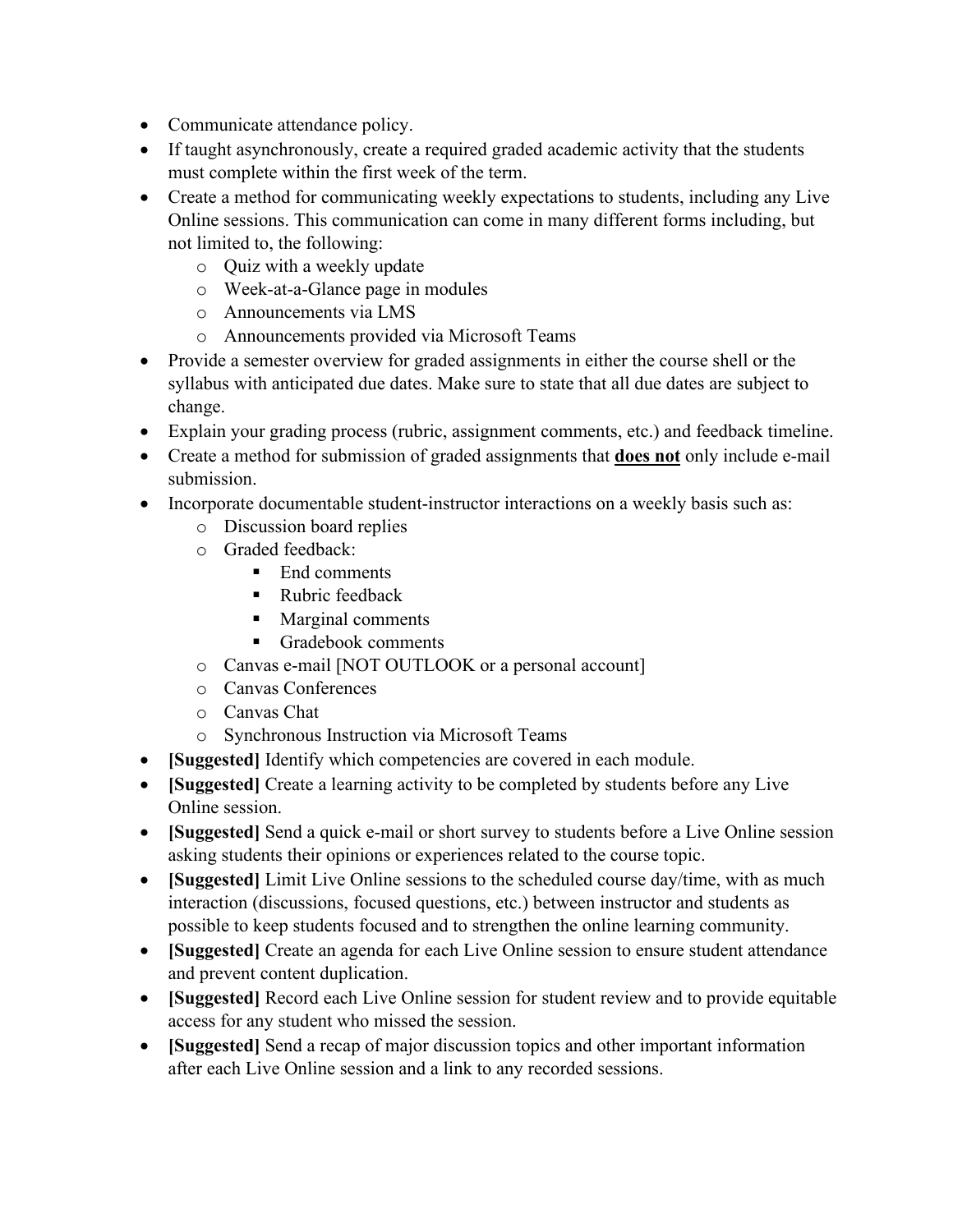- Communicate attendance policy.
- If taught asynchronously, create a required graded academic activity that the students must complete within the first week of the term.
- Create a method for communicating weekly expectations to students, including any Live Online sessions. This communication can come in many different forms including, but not limited to, the following:
  - Quiz with a weekly update
  - Week-at-a-Glance page in modules
  - Announcements via LMS
  - Announcements provided via Microsoft Teams
- Provide a semester overview for graded assignments in either the course shell or the syllabus with anticipated due dates. Make sure to state that all due dates are subject to change.
- Explain your grading process (rubric, assignment comments, etc.) and feedback timeline.
- Create a method for submission of graded assignments that <u>**does not**</u> only include e-mail submission.
- Incorporate documentable student-instructor interactions on a weekly basis such as:
  - Discussion board replies
  - Graded feedback:
    - End comments
    - Rubric feedback
    - Marginal comments
    - Gradebook comments
  - Canvas e-mail [NOT OUTLOOK or a personal account]
  - Canvas Conferences
  - Canvas Chat
  - Synchronous Instruction via Microsoft Teams
- **[Suggested]** Identify which competencies are covered in each module.
- **[Suggested]** Create a learning activity to be completed by students before any Live Online session.
- **[Suggested]** Send a quick e-mail or short survey to students before a Live Online session asking students their opinions or experiences related to the course topic.
- **[Suggested]** Limit Live Online sessions to the scheduled course day/time, with as much interaction (discussions, focused questions, etc.) between instructor and students as possible to keep students focused and to strengthen the online learning community.
- **[Suggested]** Create an agenda for each Live Online session to ensure student attendance and prevent content duplication.
- **[Suggested]** Record each Live Online session for student review and to provide equitable access for any student who missed the session.
- **[Suggested]** Send a recap of major discussion topics and other important information after each Live Online session and a link to any recorded sessions.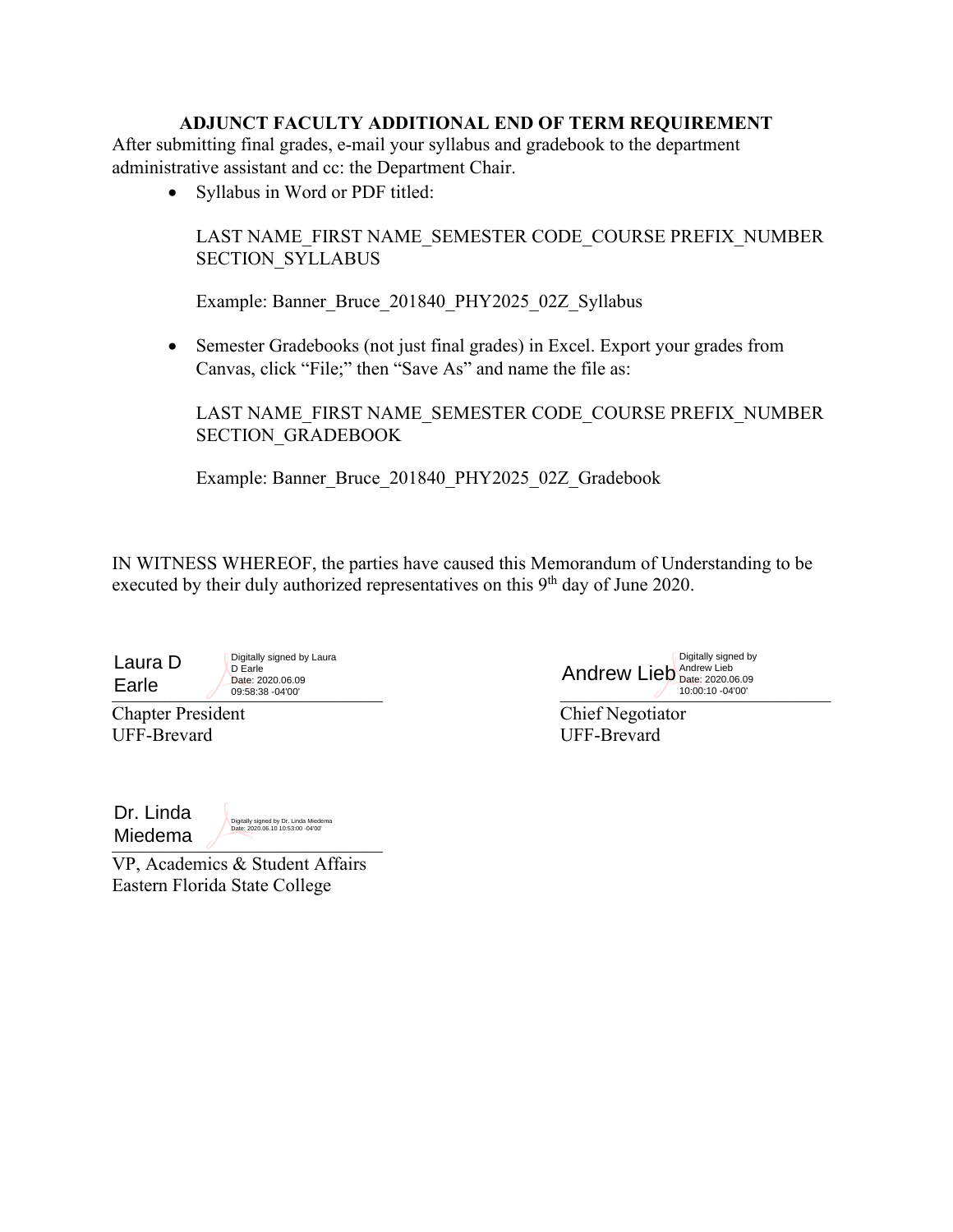**ADJUNCT FACULTY ADDITIONAL END OF TERM REQUIREMENT**

After submitting final grades, e-mail your syllabus and gradebook to the department administrative assistant and cc: the Department Chair.

- Syllabus in Word or PDF titled:

  LAST NAME_FIRST NAME_SEMESTER CODE_COURSE PREFIX_NUMBER SECTION_SYLLABUS

  Example: Banner_Bruce_201840_PHY2025_02Z_Syllabus

- Semester Gradebooks (not just final grades) in Excel. Export your grades from Canvas, click "File;" then "Save As" and name the file as:

  LAST NAME_FIRST NAME_SEMESTER CODE_COURSE PREFIX_NUMBER SECTION_GRADEBOOK

  Example: Banner_Bruce_201840_PHY2025_02Z_Gradebook

IN WITNESS WHEREOF, the parties have caused this Memorandum of Understanding to be executed by their duly authorized representatives on this 9th day of June 2020.

Laura D Earle
Digitally signed by Laura D Earle
Date: 2020.06.09 09:58:38 -04'00'

Chapter President
UFF-Brevard

Andrew Lieb
Digitally signed by Andrew Lieb
Date: 2020.06.09 10:00:10 -04'00'

Chief Negotiator
UFF-Brevard

Dr. Linda Miedema
Digitally signed by Dr. Linda Miedema
Date: 2020.06.10 10:53:00 -04'00'

VP, Academics & Student Affairs
Eastern Florida State College